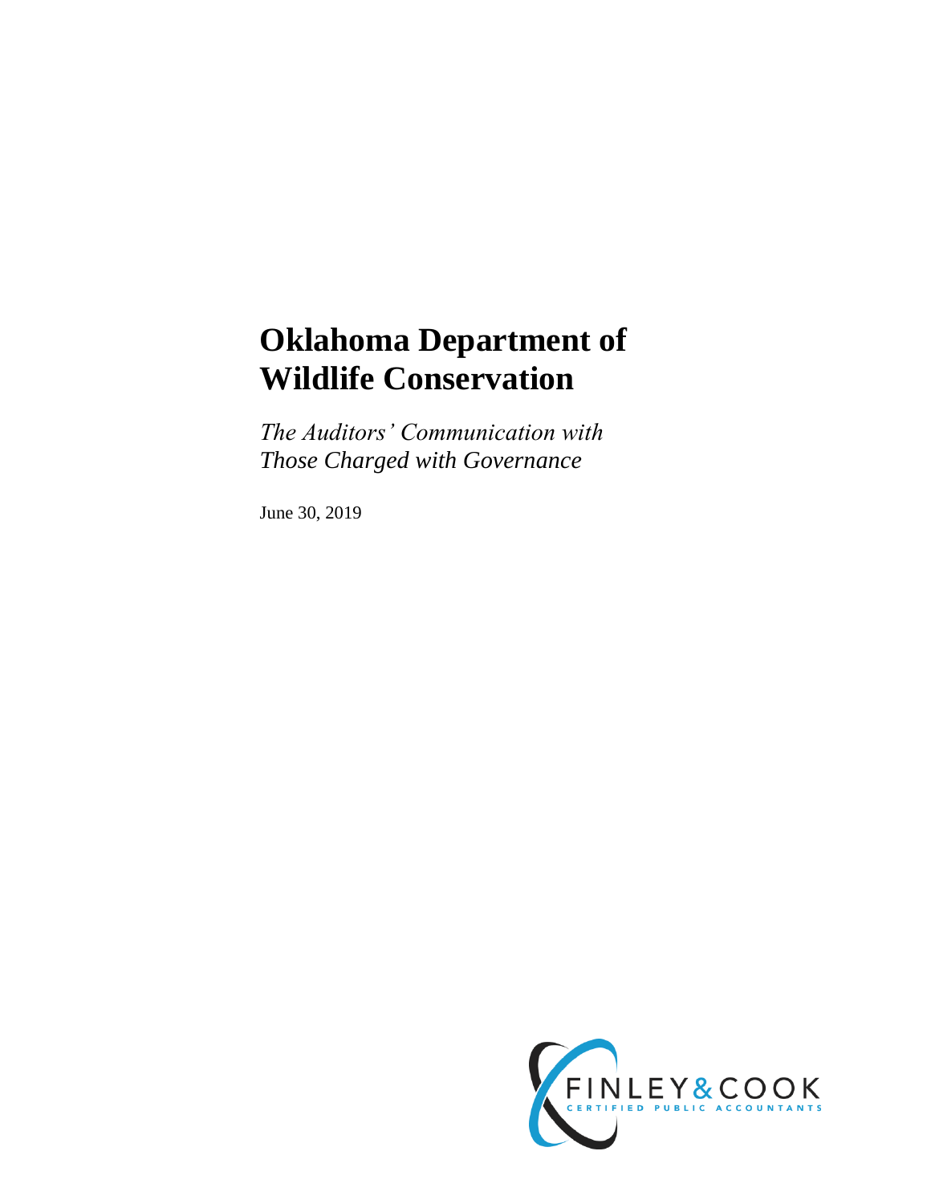# Oklahoma Department of Wildlife Conservation

*The Auditors' Communication with Those Charged with Governance*

June 30, 2019

FINLEY & COOK
CERTIFIED PUBLIC ACCOUNTANTS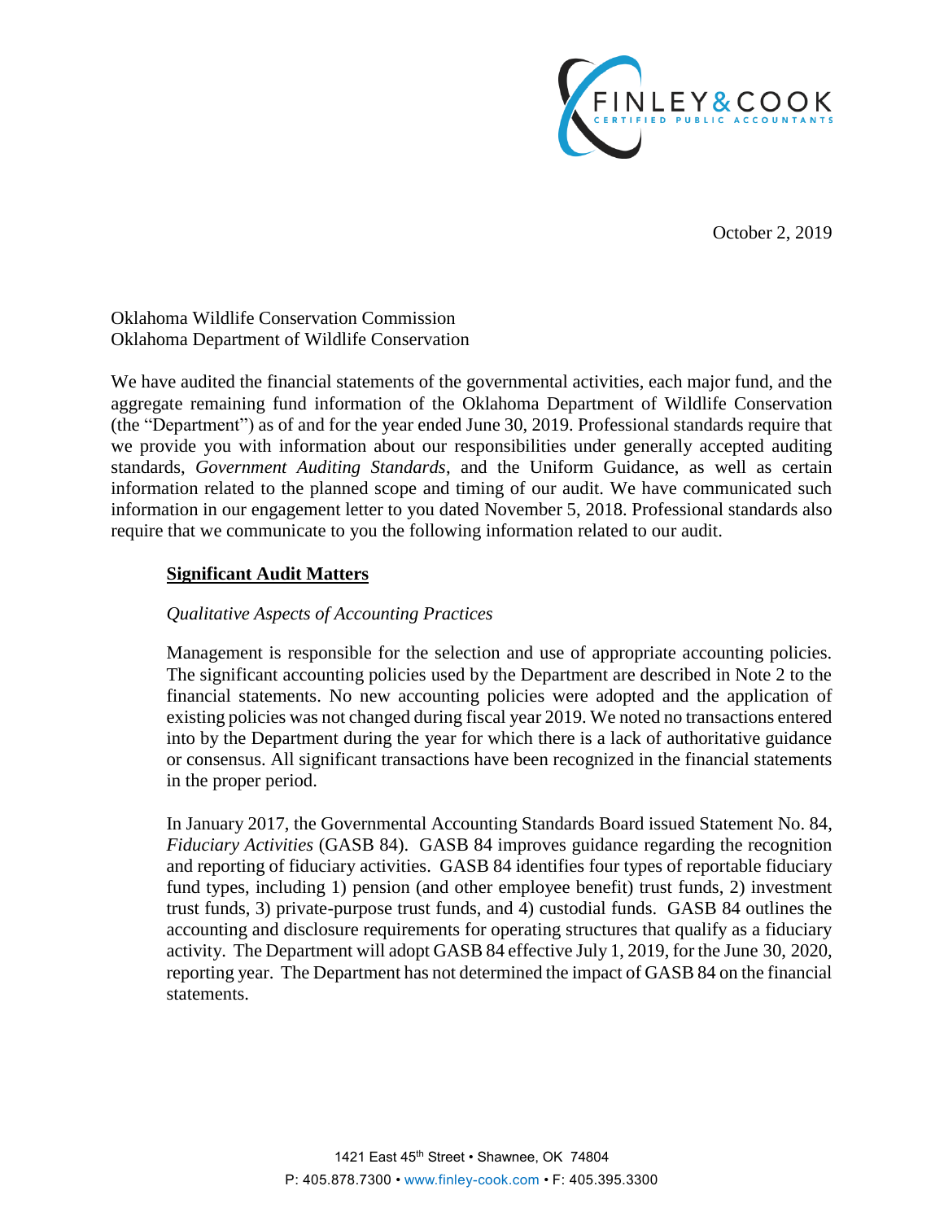October 2, 2019

Oklahoma Wildlife Conservation Commission
Oklahoma Department of Wildlife Conservation

We have audited the financial statements of the governmental activities, each major fund, and the aggregate remaining fund information of the Oklahoma Department of Wildlife Conservation (the "Department") as of and for the year ended June 30, 2019. Professional standards require that we provide you with information about our responsibilities under generally accepted auditing standards, *Government Auditing Standards*, and the Uniform Guidance, as well as certain information related to the planned scope and timing of our audit. We have communicated such information in our engagement letter to you dated November 5, 2018. Professional standards also require that we communicate to you the following information related to our audit.

## **Significant Audit Matters**

### *Qualitative Aspects of Accounting Practices*

Management is responsible for the selection and use of appropriate accounting policies. The significant accounting policies used by the Department are described in Note 2 to the financial statements. No new accounting policies were adopted and the application of existing policies was not changed during fiscal year 2019. We noted no transactions entered into by the Department during the year for which there is a lack of authoritative guidance or consensus. All significant transactions have been recognized in the financial statements in the proper period.

In January 2017, the Governmental Accounting Standards Board issued Statement No. 84, *Fiduciary Activities* (GASB 84). GASB 84 improves guidance regarding the recognition and reporting of fiduciary activities. GASB 84 identifies four types of reportable fiduciary fund types, including 1) pension (and other employee benefit) trust funds, 2) investment trust funds, 3) private-purpose trust funds, and 4) custodial funds. GASB 84 outlines the accounting and disclosure requirements for operating structures that qualify as a fiduciary activity. The Department will adopt GASB 84 effective July 1, 2019, for the June 30, 2020, reporting year. The Department has not determined the impact of GASB 84 on the financial statements.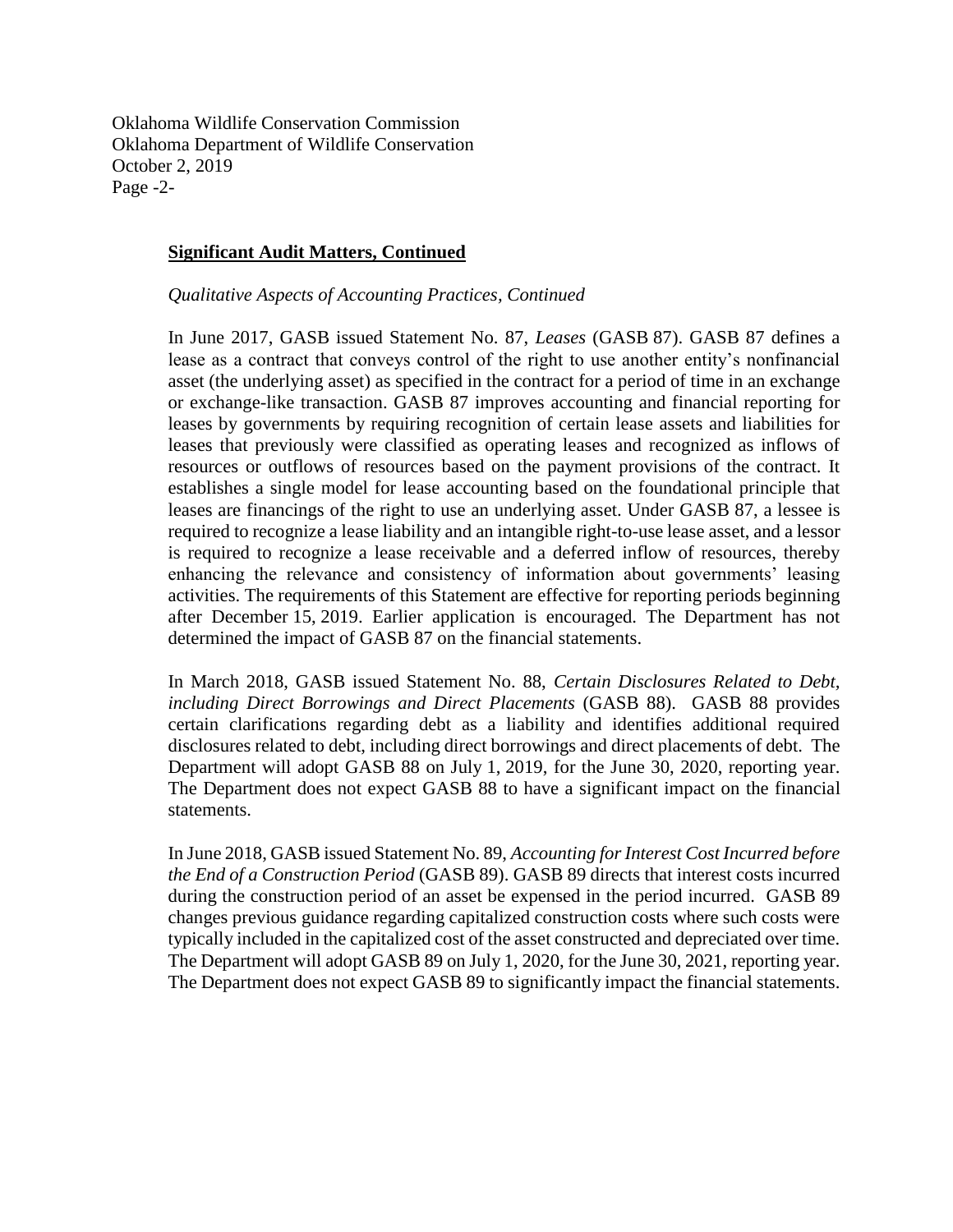Oklahoma Wildlife Conservation Commission
Oklahoma Department of Wildlife Conservation
October 2, 2019
Page -2-

**Significant Audit Matters, Continued**

*Qualitative Aspects of Accounting Practices, Continued*

In June 2017, GASB issued Statement No. 87, *Leases* (GASB 87). GASB 87 defines a lease as a contract that conveys control of the right to use another entity's nonfinancial asset (the underlying asset) as specified in the contract for a period of time in an exchange or exchange-like transaction. GASB 87 improves accounting and financial reporting for leases by governments by requiring recognition of certain lease assets and liabilities for leases that previously were classified as operating leases and recognized as inflows of resources or outflows of resources based on the payment provisions of the contract. It establishes a single model for lease accounting based on the foundational principle that leases are financings of the right to use an underlying asset. Under GASB 87, a lessee is required to recognize a lease liability and an intangible right-to-use lease asset, and a lessor is required to recognize a lease receivable and a deferred inflow of resources, thereby enhancing the relevance and consistency of information about governments' leasing activities. The requirements of this Statement are effective for reporting periods beginning after December 15, 2019. Earlier application is encouraged. The Department has not determined the impact of GASB 87 on the financial statements.

In March 2018, GASB issued Statement No. 88, *Certain Disclosures Related to Debt, including Direct Borrowings and Direct Placements* (GASB 88). GASB 88 provides certain clarifications regarding debt as a liability and identifies additional required disclosures related to debt, including direct borrowings and direct placements of debt. The Department will adopt GASB 88 on July 1, 2019, for the June 30, 2020, reporting year. The Department does not expect GASB 88 to have a significant impact on the financial statements.

In June 2018, GASB issued Statement No. 89, *Accounting for Interest Cost Incurred before the End of a Construction Period* (GASB 89). GASB 89 directs that interest costs incurred during the construction period of an asset be expensed in the period incurred. GASB 89 changes previous guidance regarding capitalized construction costs where such costs were typically included in the capitalized cost of the asset constructed and depreciated over time. The Department will adopt GASB 89 on July 1, 2020, for the June 30, 2021, reporting year. The Department does not expect GASB 89 to significantly impact the financial statements.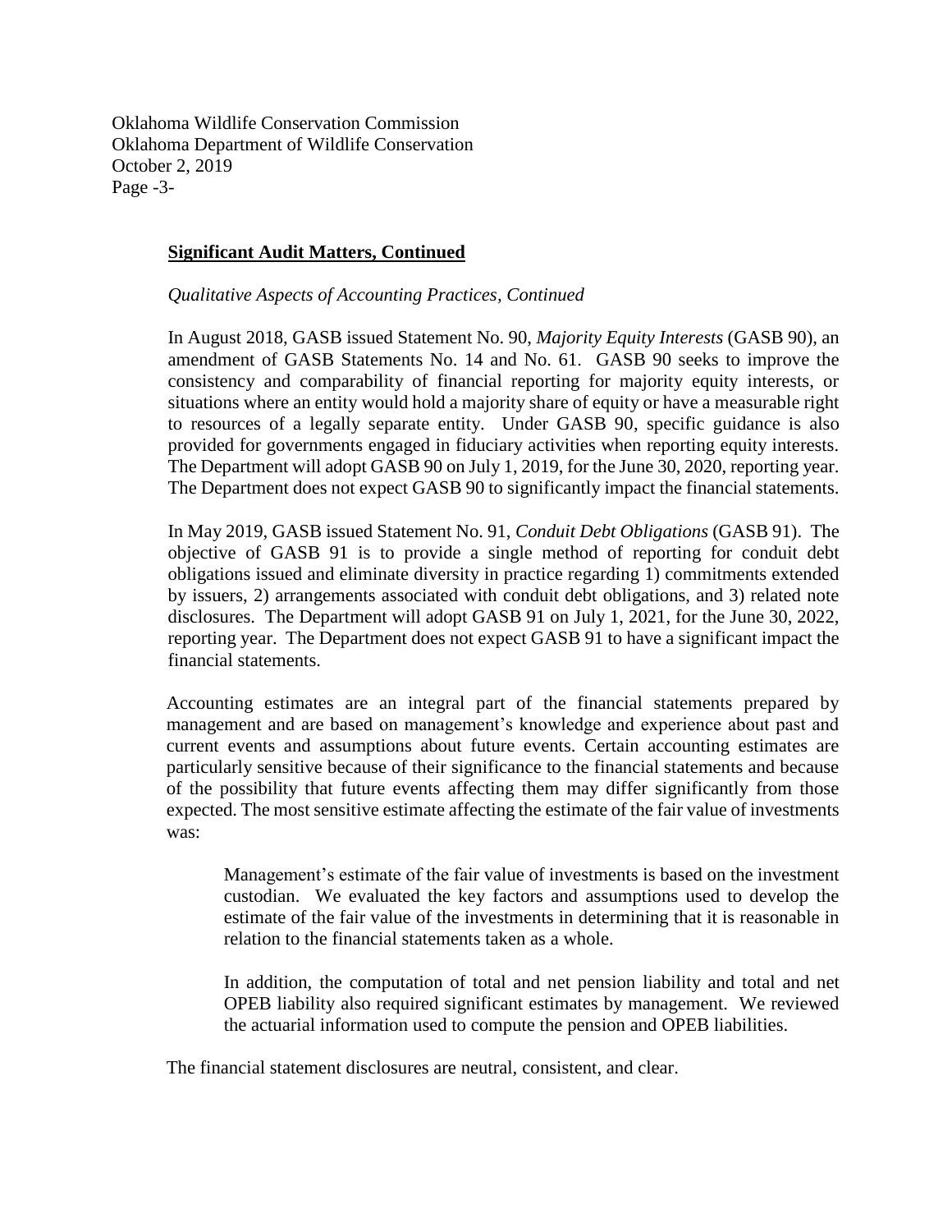## Significant Audit Matters, Continued

*Qualitative Aspects of Accounting Practices, Continued*

In August 2018, GASB issued Statement No. 90, *Majority Equity Interests* (GASB 90), an amendment of GASB Statements No. 14 and No. 61. GASB 90 seeks to improve the consistency and comparability of financial reporting for majority equity interests, or situations where an entity would hold a majority share of equity or have a measurable right to resources of a legally separate entity. Under GASB 90, specific guidance is also provided for governments engaged in fiduciary activities when reporting equity interests. The Department will adopt GASB 90 on July 1, 2019, for the June 30, 2020, reporting year. The Department does not expect GASB 90 to significantly impact the financial statements.

In May 2019, GASB issued Statement No. 91, *Conduit Debt Obligations* (GASB 91). The objective of GASB 91 is to provide a single method of reporting for conduit debt obligations issued and eliminate diversity in practice regarding 1) commitments extended by issuers, 2) arrangements associated with conduit debt obligations, and 3) related note disclosures. The Department will adopt GASB 91 on July 1, 2021, for the June 30, 2022, reporting year. The Department does not expect GASB 91 to have a significant impact the financial statements.

Accounting estimates are an integral part of the financial statements prepared by management and are based on management's knowledge and experience about past and current events and assumptions about future events. Certain accounting estimates are particularly sensitive because of their significance to the financial statements and because of the possibility that future events affecting them may differ significantly from those expected. The most sensitive estimate affecting the estimate of the fair value of investments was:

> Management's estimate of the fair value of investments is based on the investment custodian. We evaluated the key factors and assumptions used to develop the estimate of the fair value of the investments in determining that it is reasonable in relation to the financial statements taken as a whole.
>
> In addition, the computation of total and net pension liability and total and net OPEB liability also required significant estimates by management. We reviewed the actuarial information used to compute the pension and OPEB liabilities.

The financial statement disclosures are neutral, consistent, and clear.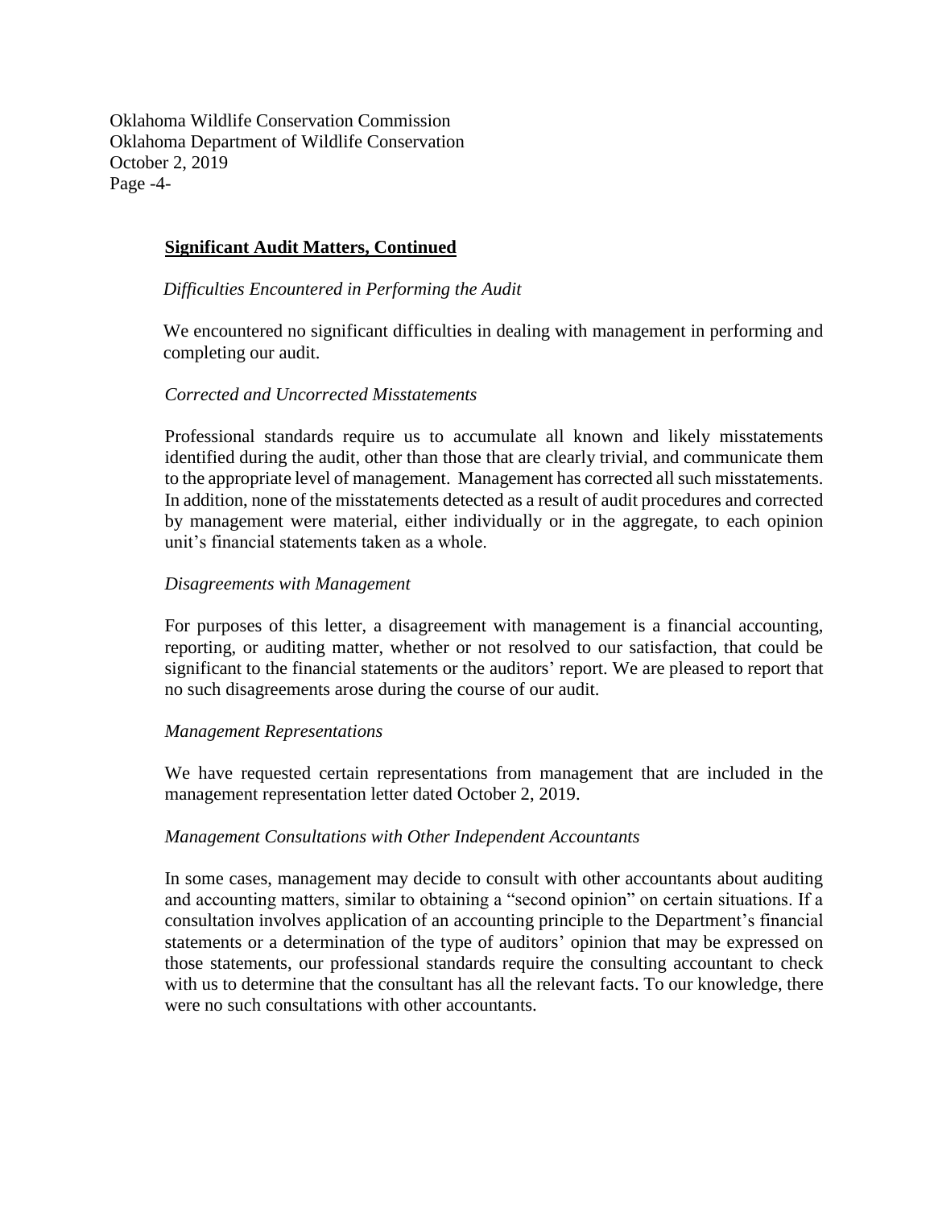## Significant Audit Matters, Continued

*Difficulties Encountered in Performing the Audit*

We encountered no significant difficulties in dealing with management in performing and completing our audit.

*Corrected and Uncorrected Misstatements*

Professional standards require us to accumulate all known and likely misstatements identified during the audit, other than those that are clearly trivial, and communicate them to the appropriate level of management. Management has corrected all such misstatements. In addition, none of the misstatements detected as a result of audit procedures and corrected by management were material, either individually or in the aggregate, to each opinion unit's financial statements taken as a whole.

*Disagreements with Management*

For purposes of this letter, a disagreement with management is a financial accounting, reporting, or auditing matter, whether or not resolved to our satisfaction, that could be significant to the financial statements or the auditors' report. We are pleased to report that no such disagreements arose during the course of our audit.

*Management Representations*

We have requested certain representations from management that are included in the management representation letter dated October 2, 2019.

*Management Consultations with Other Independent Accountants*

In some cases, management may decide to consult with other accountants about auditing and accounting matters, similar to obtaining a "second opinion" on certain situations. If a consultation involves application of an accounting principle to the Department's financial statements or a determination of the type of auditors' opinion that may be expressed on those statements, our professional standards require the consulting accountant to check with us to determine that the consultant has all the relevant facts. To our knowledge, there were no such consultations with other accountants.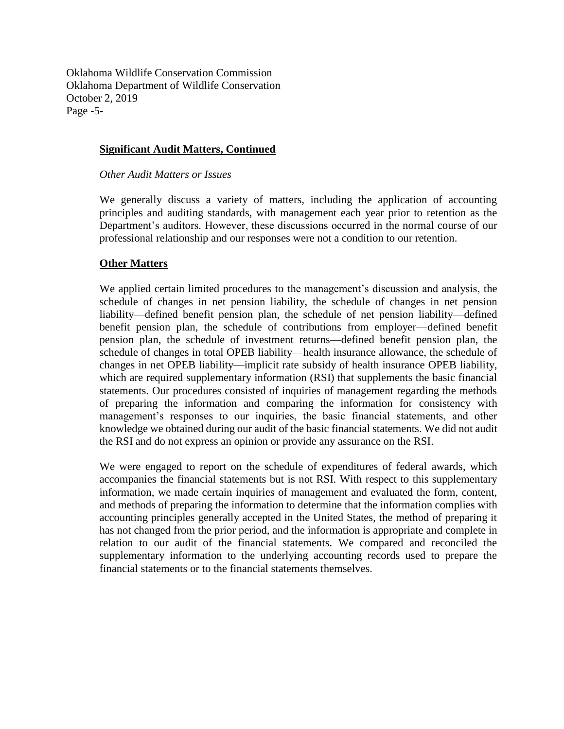## Significant Audit Matters, Continued

*Other Audit Matters or Issues*

We generally discuss a variety of matters, including the application of accounting principles and auditing standards, with management each year prior to retention as the Department's auditors. However, these discussions occurred in the normal course of our professional relationship and our responses were not a condition to our retention.

## Other Matters

We applied certain limited procedures to the management's discussion and analysis, the schedule of changes in net pension liability, the schedule of changes in net pension liability—defined benefit pension plan, the schedule of net pension liability—defined benefit pension plan, the schedule of contributions from employer—defined benefit pension plan, the schedule of investment returns—defined benefit pension plan, the schedule of changes in total OPEB liability—health insurance allowance, the schedule of changes in net OPEB liability—implicit rate subsidy of health insurance OPEB liability, which are required supplementary information (RSI) that supplements the basic financial statements. Our procedures consisted of inquiries of management regarding the methods of preparing the information and comparing the information for consistency with management's responses to our inquiries, the basic financial statements, and other knowledge we obtained during our audit of the basic financial statements. We did not audit the RSI and do not express an opinion or provide any assurance on the RSI.

We were engaged to report on the schedule of expenditures of federal awards, which accompanies the financial statements but is not RSI. With respect to this supplementary information, we made certain inquiries of management and evaluated the form, content, and methods of preparing the information to determine that the information complies with accounting principles generally accepted in the United States, the method of preparing it has not changed from the prior period, and the information is appropriate and complete in relation to our audit of the financial statements. We compared and reconciled the supplementary information to the underlying accounting records used to prepare the financial statements or to the financial statements themselves.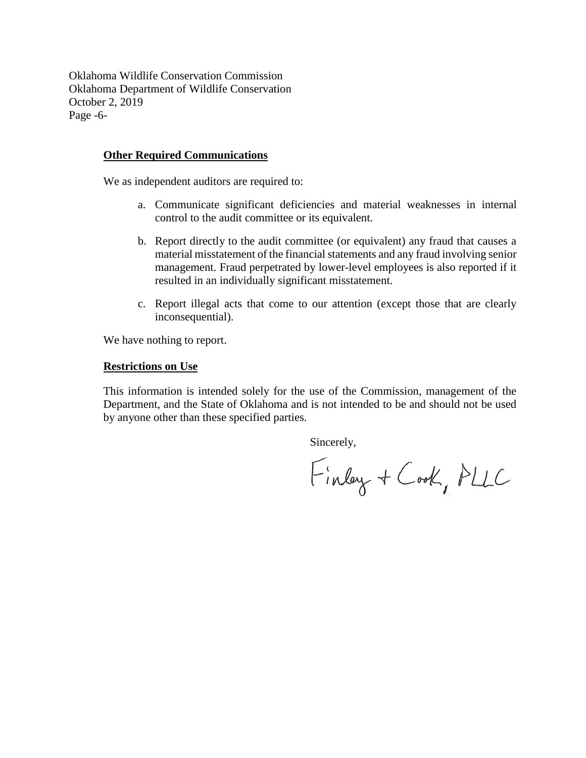Oklahoma Wildlife Conservation Commission
Oklahoma Department of Wildlife Conservation
October 2, 2019
Page -6-

**Other Required Communications**

We as independent auditors are required to:

a. Communicate significant deficiencies and material weaknesses in internal control to the audit committee or its equivalent.

b. Report directly to the audit committee (or equivalent) any fraud that causes a material misstatement of the financial statements and any fraud involving senior management. Fraud perpetrated by lower-level employees is also reported if it resulted in an individually significant misstatement.

c. Report illegal acts that come to our attention (except those that are clearly inconsequential).

We have nothing to report.

**Restrictions on Use**

This information is intended solely for the use of the Commission, management of the Department, and the State of Oklahoma and is not intended to be and should not be used by anyone other than these specified parties.

Sincerely,

Finley + Cook, PLLC